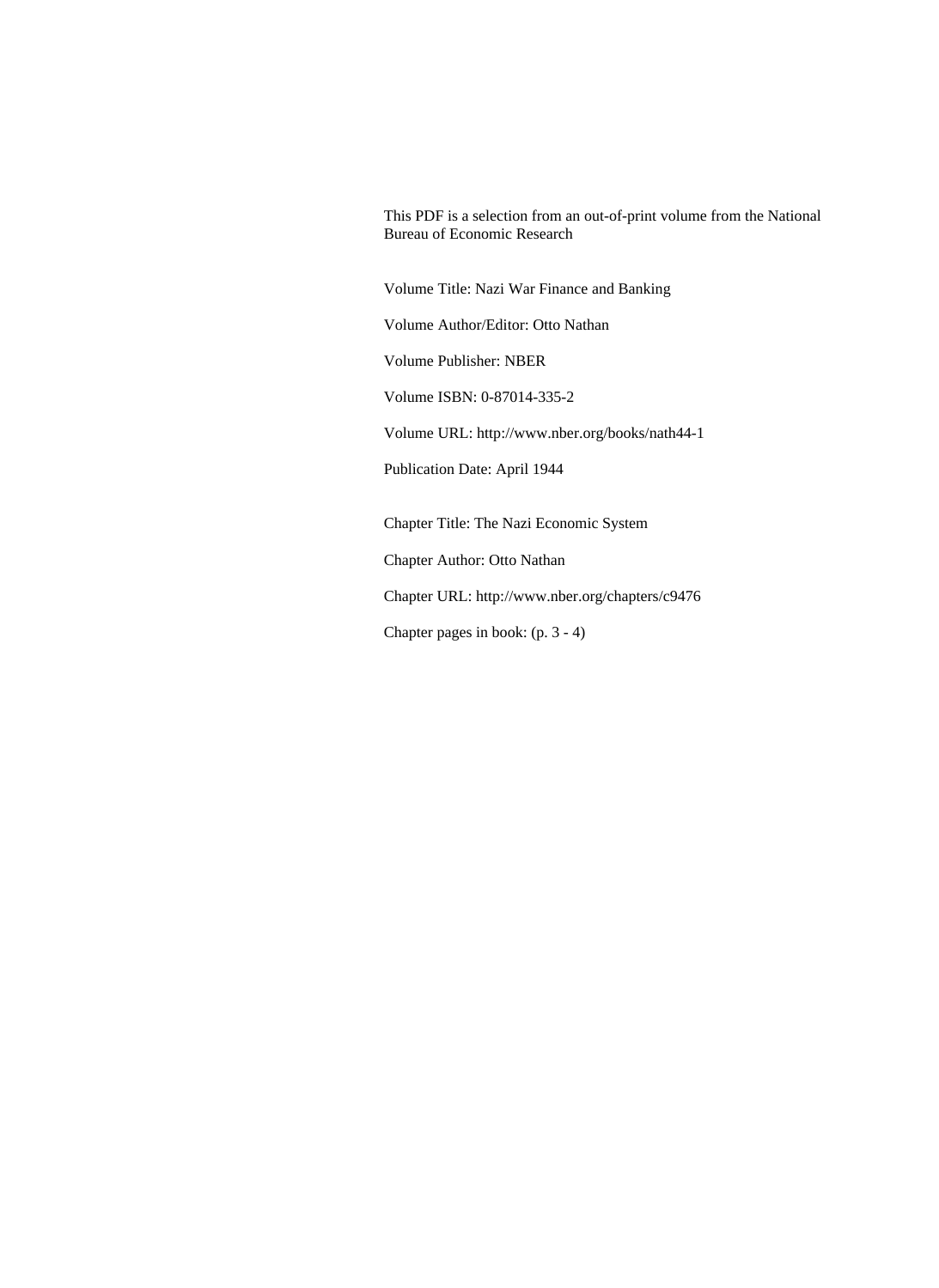This PDF is a selection from an out-of-print volume from the National Bureau of Economic Research

Volume Title: Nazi War Finance and Banking

Volume Author/Editor: Otto Nathan

Volume Publisher: NBER

Volume ISBN: 0-87014-335-2

Volume URL: http://www.nber.org/books/nath44-1

Publication Date: April 1944

Chapter Title: The Nazi Economic System

Chapter Author: Otto Nathan

Chapter URL: http://www.nber.org/chapters/c9476

Chapter pages in book: (p. 3 - 4)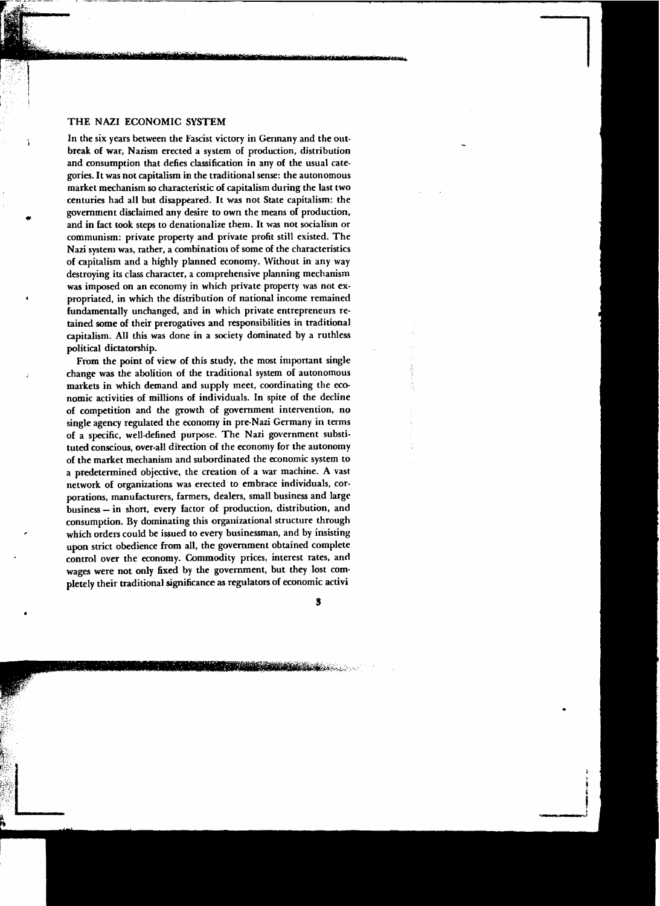## THE NAZI ECONOMIC SYSTEM

In the six years between the Fascist victory in Germany and the outbreak of war, Nazism erected a system of production, distribution and consumption that defies classification in any of the usual categories. It was not capitalism in the traditional sense: the autonomous market mechanism so characteristic of capitalism during the last two centuries had all but disappeared. It was not State capitalism: the government disclaimed any desire to own the means of production, and in fact took steps to denationalize them. It was not socialism or communism: private property and private profit still existed. The Nazi system was, rather, a combination of some of the characteristics of capitalism and a highly planned economy. Without in any way destroying its class character, a comprehensive planning mechanism was imposed on an economy in which private property was not expropriated, in which the distribution of national income remained fundamentally unchanged, and in which private entrepreneurs retained some of their prerogatives and responsibilities in traditional capitalism. All this was done in a society dominated by a ruthless political dictatorship.

From the point of view of this study, the most important single change was the abolition of the traditional system of autonomous markets in which demand and supply meet, coordinating the economic activities of millions of individuals. In spite of the decline of competition and the growth of government intervention, no single agency regulated the economy in pre-Nazi Germany in terms of a specific, well-defined purpose. The Nazi government substituted conscious, over-all direction of the economy for the autonomy of the market mechanism and subordinated the economic system to a predetermined objective, the creation of a war machine. A vast network of organizations was erected to embrace individuals, corporations, manufacturers, farmers, dealers, small business and large business — in short, every factor of production, distribution, and consumption. By dominating this organizational structure through which orders could be issued to every businessman, and by insisting upon strict obedience from all, the government obtained complete control over the economy. Commodity prices, interest rates, and wages were not only fixed by the government, but they lost completely their traditional significance as regulators of economic activi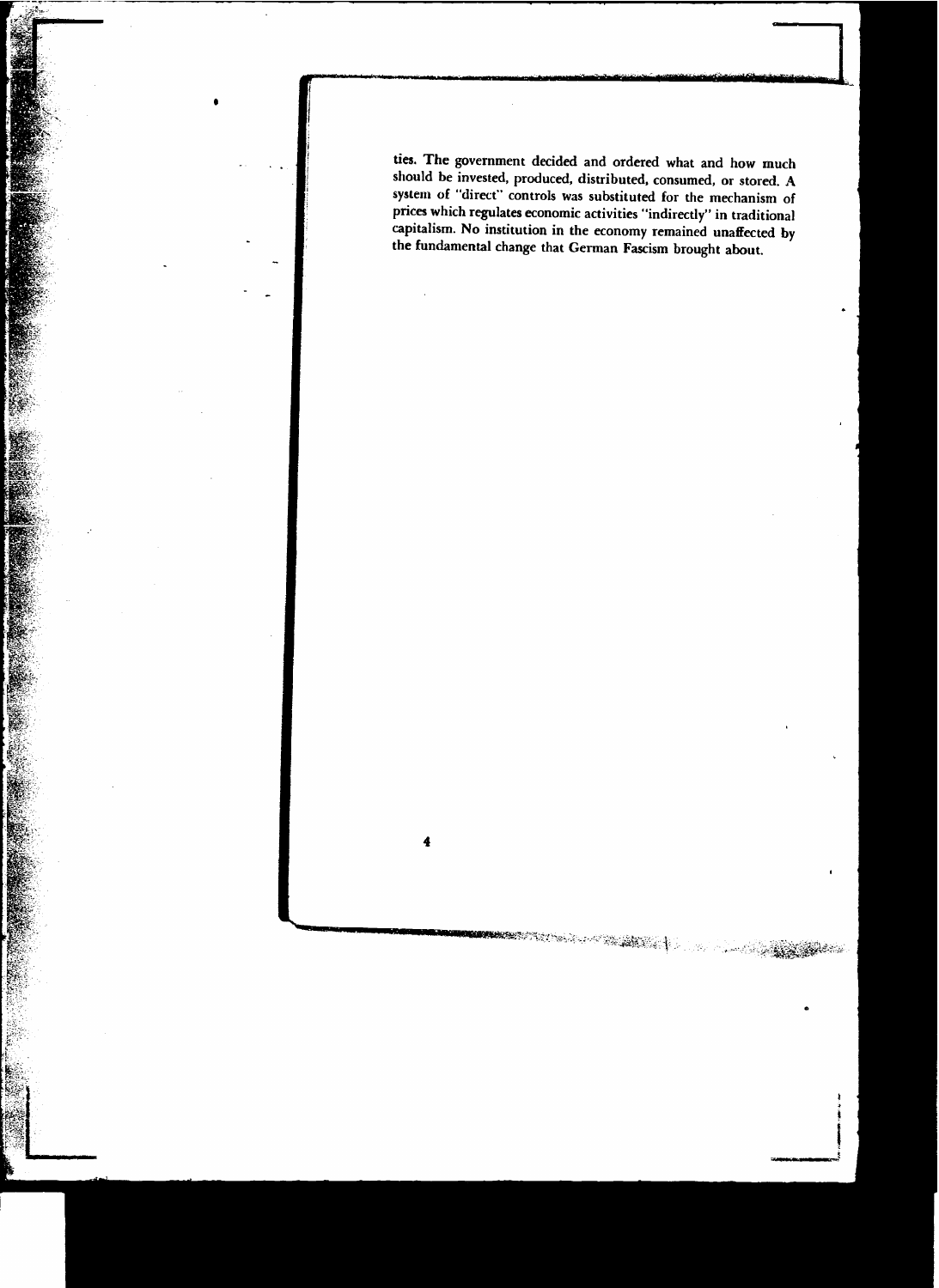ties. The government decided and ordered what and how much should be invested, produced, distributed, consumed, or stored. A system of "direct" controls was substituted for the mechanism of prices which regulates economic activities "indirectly" in traditional capitalism. No institution in the economy remained unaffected by the fundamental change that German Fascism brought about.